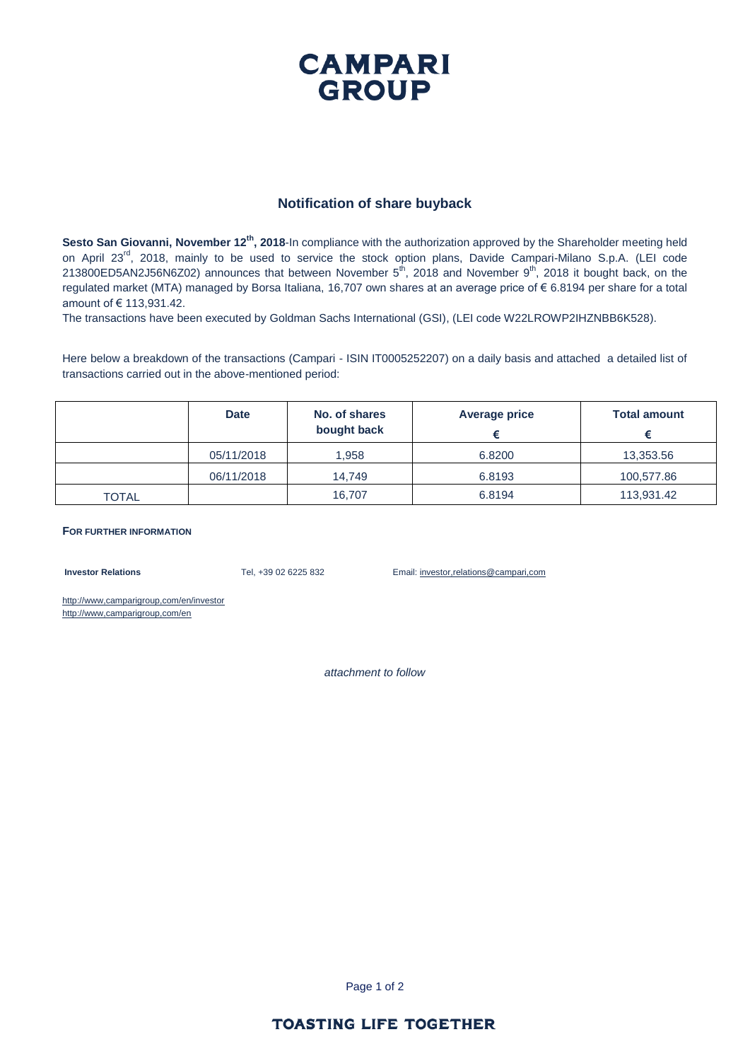# CAMPARI GROUP

## Notification of share buyback

**Sesto San Giovanni, November 12th, 2018**-In compliance with the authorization approved by the Shareholder meeting held on April 23rd, 2018, mainly to be used to service the stock option plans, Davide Campari-Milano S.p.A. (LEI code 213800ED5AN2J56N6Z02) announces that between November 5th, 2018 and November 9th, 2018 it bought back, on the regulated market (MTA) managed by Borsa Italiana, 16,707 own shares at an average price of € 6.8194 per share for a total amount of € 113,931.42.

The transactions have been executed by Goldman Sachs International (GSI), (LEI code W22LROWP2IHZNBB6K528).

Here below a breakdown of the transactions (Campari - ISIN IT0005252207) on a daily basis and attached a detailed list of transactions carried out in the above-mentioned period:

| | Date | No. of shares bought back | Average price € | Total amount € |
|---|---|---|---|---|
| | 05/11/2018 | 1,958 | 6.8200 | 13,353.56 |
| | 06/11/2018 | 14,749 | 6.8193 | 100,577.86 |
| TOTAL | | 16,707 | 6.8194 | 113,931.42 |

**FOR FURTHER INFORMATION**

**Investor Relations** Tel, +39 02 6225 832 Email: investor,relations@campari,com

http://www,camparigroup,com/en/investor
http://www,camparigroup,com/en

*attachment to follow*

TOASTING LIFE TOGETHER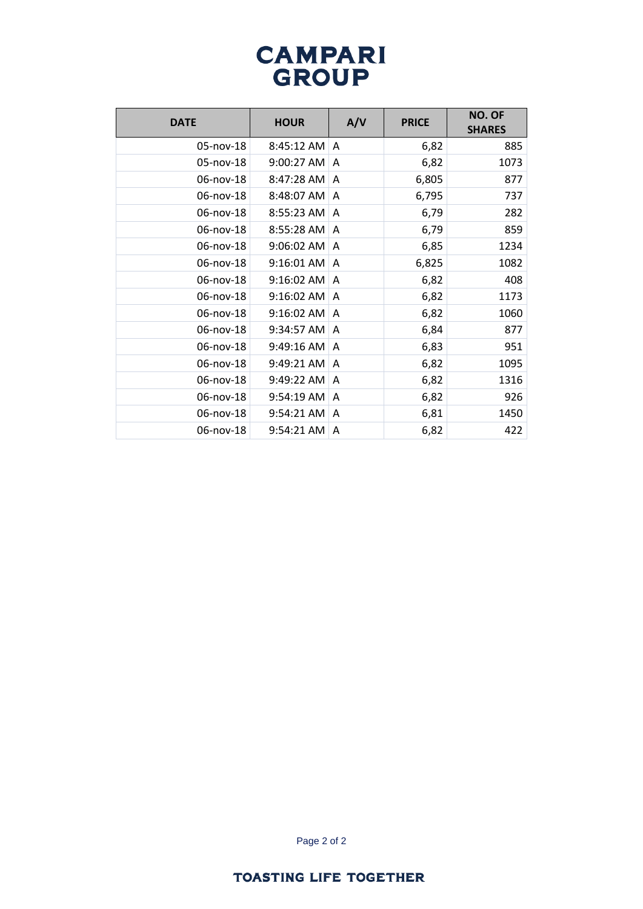# CAMPARI GROUP

| DATE | HOUR | A/V | PRICE | NO. OF SHARES |
|---|---|---|---|---|
| 05-nov-18 | 8:45:12 AM | A | 6,82 | 885 |
| 05-nov-18 | 9:00:27 AM | A | 6,82 | 1073 |
| 06-nov-18 | 8:47:28 AM | A | 6,805 | 877 |
| 06-nov-18 | 8:48:07 AM | A | 6,795 | 737 |
| 06-nov-18 | 8:55:23 AM | A | 6,79 | 282 |
| 06-nov-18 | 8:55:28 AM | A | 6,79 | 859 |
| 06-nov-18 | 9:06:02 AM | A | 6,85 | 1234 |
| 06-nov-18 | 9:16:01 AM | A | 6,825 | 1082 |
| 06-nov-18 | 9:16:02 AM | A | 6,82 | 408 |
| 06-nov-18 | 9:16:02 AM | A | 6,82 | 1173 |
| 06-nov-18 | 9:16:02 AM | A | 6,82 | 1060 |
| 06-nov-18 | 9:34:57 AM | A | 6,84 | 877 |
| 06-nov-18 | 9:49:16 AM | A | 6,83 | 951 |
| 06-nov-18 | 9:49:21 AM | A | 6,82 | 1095 |
| 06-nov-18 | 9:49:22 AM | A | 6,82 | 1316 |
| 06-nov-18 | 9:54:19 AM | A | 6,82 | 926 |
| 06-nov-18 | 9:54:21 AM | A | 6,81 | 1450 |
| 06-nov-18 | 9:54:21 AM | A | 6,82 | 422 |

TOASTING LIFE TOGETHER